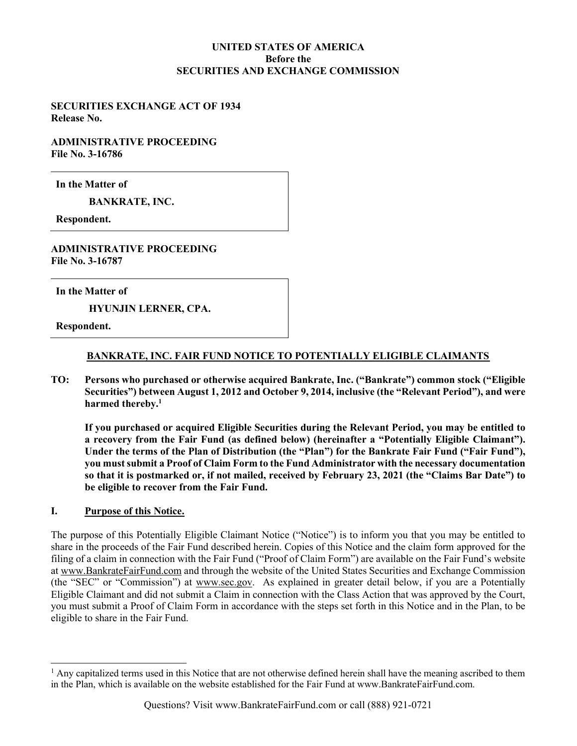**UNITED STATES OF AMERICA**
**Before the**
**SECURITIES AND EXCHANGE COMMISSION**

**SECURITIES EXCHANGE ACT OF 1934**
**Release No.**

**ADMINISTRATIVE PROCEEDING**
**File No. 3-16786**

**In the Matter of**

**BANKRATE, INC.**

**Respondent.**

**ADMINISTRATIVE PROCEEDING**
**File No. 3-16787**

**In the Matter of**

**HYUNJIN LERNER, CPA.**

**Respondent.**

## BANKRATE, INC. FAIR FUND NOTICE TO POTENTIALLY ELIGIBLE CLAIMANTS

**TO: Persons who purchased or otherwise acquired Bankrate, Inc. ("Bankrate") common stock ("Eligible Securities") between August 1, 2012 and October 9, 2014, inclusive (the "Relevant Period"), and were harmed thereby.[1]**

**If you purchased or acquired Eligible Securities during the Relevant Period, you may be entitled to a recovery from the Fair Fund (as defined below) (hereinafter a "Potentially Eligible Claimant"). Under the terms of the Plan of Distribution (the "Plan") for the Bankrate Fair Fund ("Fair Fund"), you must submit a Proof of Claim Form to the Fund Administrator with the necessary documentation so that it is postmarked or, if not mailed, received by February 23, 2021 (the "Claims Bar Date") to be eligible to recover from the Fair Fund.**

## I. Purpose of this Notice.

The purpose of this Potentially Eligible Claimant Notice ("Notice") is to inform you that you may be entitled to share in the proceeds of the Fair Fund described herein. Copies of this Notice and the claim form approved for the filing of a claim in connection with the Fair Fund ("Proof of Claim Form") are available on the Fair Fund's website at www.BankrateFairFund.com and through the website of the United States Securities and Exchange Commission (the "SEC" or "Commission") at www.sec.gov. As explained in greater detail below, if you are a Potentially Eligible Claimant and did not submit a Claim in connection with the Class Action that was approved by the Court, you must submit a Proof of Claim Form in accordance with the steps set forth in this Notice and in the Plan, to be eligible to share in the Fair Fund.

[1] Any capitalized terms used in this Notice that are not otherwise defined herein shall have the meaning ascribed to them in the Plan, which is available on the website established for the Fair Fund at www.BankrateFairFund.com.

Questions? Visit www.BankrateFairFund.com or call (888) 921-0721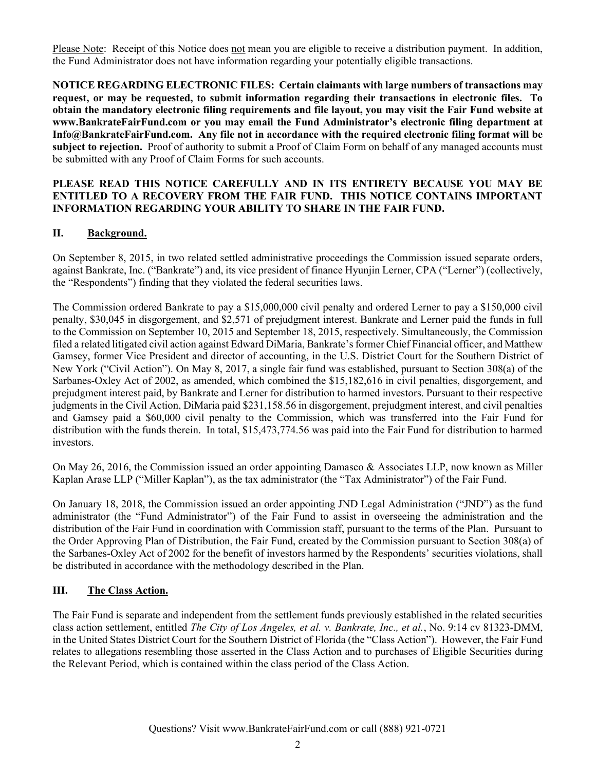Please Note: Receipt of this Notice does not mean you are eligible to receive a distribution payment. In addition, the Fund Administrator does not have information regarding your potentially eligible transactions.

**NOTICE REGARDING ELECTRONIC FILES: Certain claimants with large numbers of transactions may request, or may be requested, to submit information regarding their transactions in electronic files. To obtain the mandatory electronic filing requirements and file layout, you may visit the Fair Fund website at www.BankrateFairFund.com or you may email the Fund Administrator's electronic filing department at Info@BankrateFairFund.com. Any file not in accordance with the required electronic filing format will be subject to rejection.** Proof of authority to submit a Proof of Claim Form on behalf of any managed accounts must be submitted with any Proof of Claim Forms for such accounts.

**PLEASE READ THIS NOTICE CAREFULLY AND IN ITS ENTIRETY BECAUSE YOU MAY BE ENTITLED TO A RECOVERY FROM THE FAIR FUND. THIS NOTICE CONTAINS IMPORTANT INFORMATION REGARDING YOUR ABILITY TO SHARE IN THE FAIR FUND.**

## II. Background.

On September 8, 2015, in two related settled administrative proceedings the Commission issued separate orders, against Bankrate, Inc. ("Bankrate") and, its vice president of finance Hyunjin Lerner, CPA ("Lerner") (collectively, the "Respondents") finding that they violated the federal securities laws.

The Commission ordered Bankrate to pay a $15,000,000 civil penalty and ordered Lerner to pay a $150,000 civil penalty, $30,045 in disgorgement, and $2,571 of prejudgment interest. Bankrate and Lerner paid the funds in full to the Commission on September 10, 2015 and September 18, 2015, respectively. Simultaneously, the Commission filed a related litigated civil action against Edward DiMaria, Bankrate's former Chief Financial officer, and Matthew Gamsey, former Vice President and director of accounting, in the U.S. District Court for the Southern District of New York ("Civil Action"). On May 8, 2017, a single fair fund was established, pursuant to Section 308(a) of the Sarbanes-Oxley Act of 2002, as amended, which combined the $15,182,616 in civil penalties, disgorgement, and prejudgment interest paid, by Bankrate and Lerner for distribution to harmed investors. Pursuant to their respective judgments in the Civil Action, DiMaria paid $231,158.56 in disgorgement, prejudgment interest, and civil penalties and Gamsey paid a $60,000 civil penalty to the Commission, which was transferred into the Fair Fund for distribution with the funds therein. In total, $15,473,774.56 was paid into the Fair Fund for distribution to harmed investors.

On May 26, 2016, the Commission issued an order appointing Damasco & Associates LLP, now known as Miller Kaplan Arase LLP ("Miller Kaplan"), as the tax administrator (the "Tax Administrator") of the Fair Fund.

On January 18, 2018, the Commission issued an order appointing JND Legal Administration ("JND") as the fund administrator (the "Fund Administrator") of the Fair Fund to assist in overseeing the administration and the distribution of the Fair Fund in coordination with Commission staff, pursuant to the terms of the Plan. Pursuant to the Order Approving Plan of Distribution, the Fair Fund, created by the Commission pursuant to Section 308(a) of the Sarbanes-Oxley Act of 2002 for the benefit of investors harmed by the Respondents' securities violations, shall be distributed in accordance with the methodology described in the Plan.

## III. The Class Action.

The Fair Fund is separate and independent from the settlement funds previously established in the related securities class action settlement, entitled *The City of Los Angeles, et al. v. Bankrate, Inc., et al.*, No. 9:14 cv 81323-DMM, in the United States District Court for the Southern District of Florida (the "Class Action"). However, the Fair Fund relates to allegations resembling those asserted in the Class Action and to purchases of Eligible Securities during the Relevant Period, which is contained within the class period of the Class Action.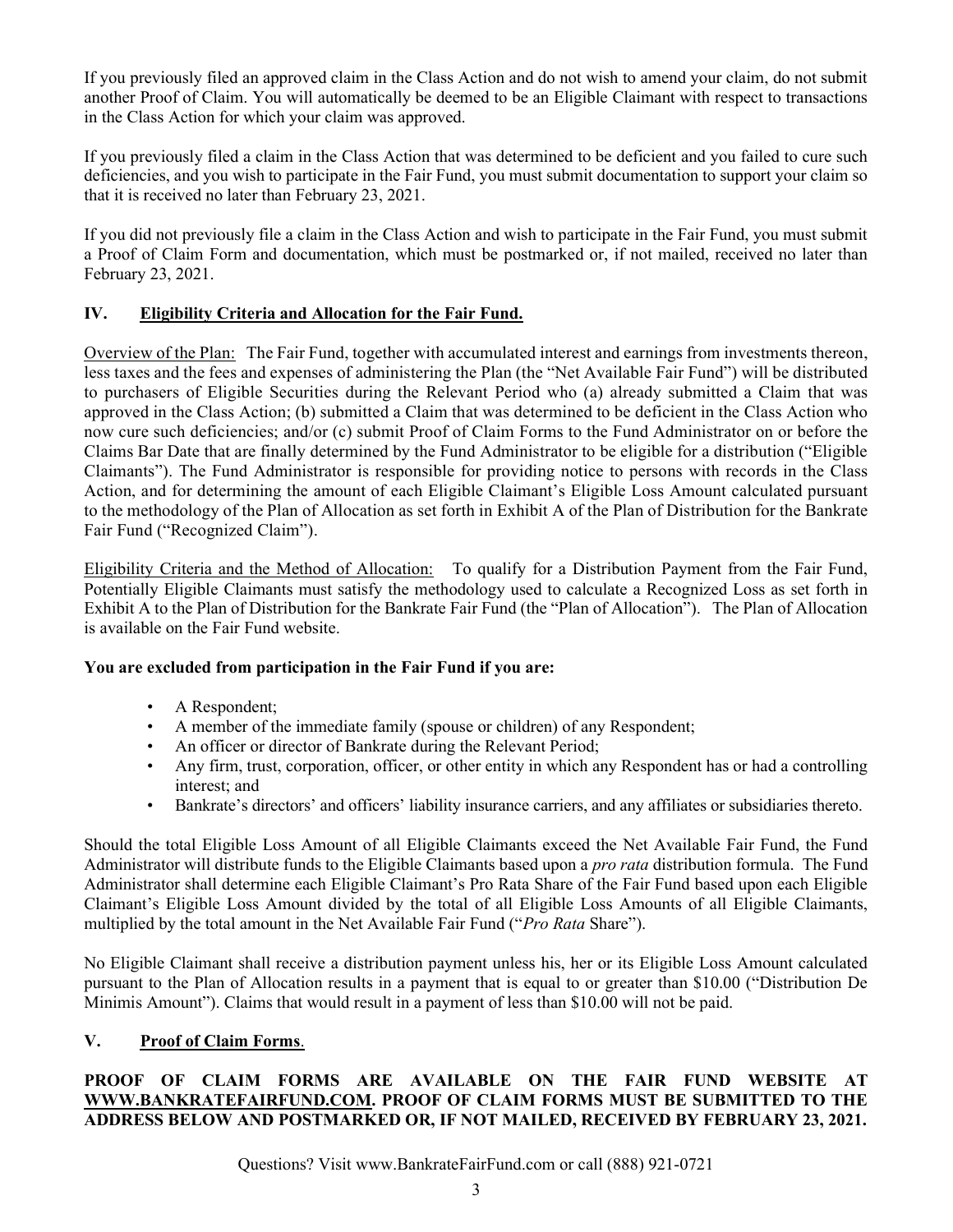If you previously filed an approved claim in the Class Action and do not wish to amend your claim, do not submit another Proof of Claim. You will automatically be deemed to be an Eligible Claimant with respect to transactions in the Class Action for which your claim was approved.

If you previously filed a claim in the Class Action that was determined to be deficient and you failed to cure such deficiencies, and you wish to participate in the Fair Fund, you must submit documentation to support your claim so that it is received no later than February 23, 2021.

If you did not previously file a claim in the Class Action and wish to participate in the Fair Fund, you must submit a Proof of Claim Form and documentation, which must be postmarked or, if not mailed, received no later than February 23, 2021.

## IV. Eligibility Criteria and Allocation for the Fair Fund.

Overview of the Plan: The Fair Fund, together with accumulated interest and earnings from investments thereon, less taxes and the fees and expenses of administering the Plan (the "Net Available Fair Fund") will be distributed to purchasers of Eligible Securities during the Relevant Period who (a) already submitted a Claim that was approved in the Class Action; (b) submitted a Claim that was determined to be deficient in the Class Action who now cure such deficiencies; and/or (c) submit Proof of Claim Forms to the Fund Administrator on or before the Claims Bar Date that are finally determined by the Fund Administrator to be eligible for a distribution ("Eligible Claimants"). The Fund Administrator is responsible for providing notice to persons with records in the Class Action, and for determining the amount of each Eligible Claimant's Eligible Loss Amount calculated pursuant to the methodology of the Plan of Allocation as set forth in Exhibit A of the Plan of Distribution for the Bankrate Fair Fund ("Recognized Claim").

Eligibility Criteria and the Method of Allocation: To qualify for a Distribution Payment from the Fair Fund, Potentially Eligible Claimants must satisfy the methodology used to calculate a Recognized Loss as set forth in Exhibit A to the Plan of Distribution for the Bankrate Fair Fund (the "Plan of Allocation"). The Plan of Allocation is available on the Fair Fund website.

**You are excluded from participation in the Fair Fund if you are:**

- A Respondent;
- A member of the immediate family (spouse or children) of any Respondent;
- An officer or director of Bankrate during the Relevant Period;
- Any firm, trust, corporation, officer, or other entity in which any Respondent has or had a controlling interest; and
- Bankrate's directors' and officers' liability insurance carriers, and any affiliates or subsidiaries thereto.

Should the total Eligible Loss Amount of all Eligible Claimants exceed the Net Available Fair Fund, the Fund Administrator will distribute funds to the Eligible Claimants based upon a *pro rata* distribution formula. The Fund Administrator shall determine each Eligible Claimant's Pro Rata Share of the Fair Fund based upon each Eligible Claimant's Eligible Loss Amount divided by the total of all Eligible Loss Amounts of all Eligible Claimants, multiplied by the total amount in the Net Available Fair Fund ("*Pro Rata* Share").

No Eligible Claimant shall receive a distribution payment unless his, her or its Eligible Loss Amount calculated pursuant to the Plan of Allocation results in a payment that is equal to or greater than $10.00 ("Distribution De Minimis Amount"). Claims that would result in a payment of less than $10.00 will not be paid.

## V. Proof of Claim Forms.

**PROOF OF CLAIM FORMS ARE AVAILABLE ON THE FAIR FUND WEBSITE AT WWW.BANKRATEFAIRFUND.COM. PROOF OF CLAIM FORMS MUST BE SUBMITTED TO THE ADDRESS BELOW AND POSTMARKED OR, IF NOT MAILED, RECEIVED BY FEBRUARY 23, 2021.**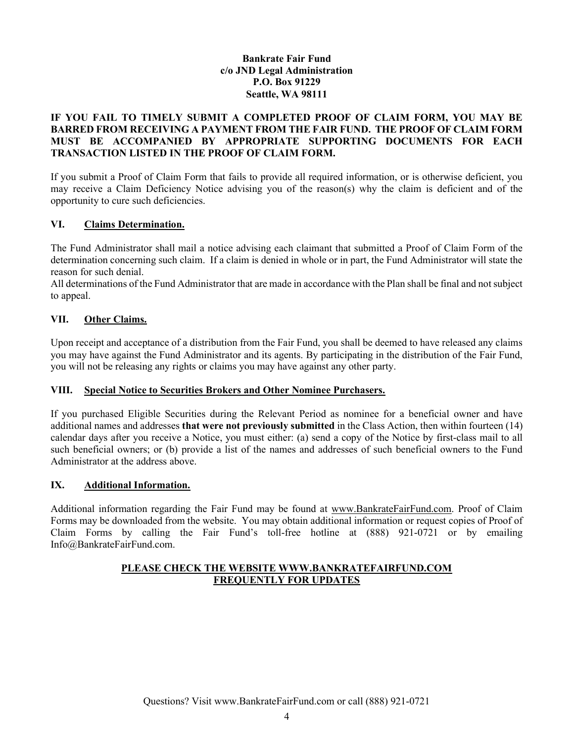**Bankrate Fair Fund**
**c/o JND Legal Administration**
**P.O. Box 91229**
**Seattle, WA 98111**

**IF YOU FAIL TO TIMELY SUBMIT A COMPLETED PROOF OF CLAIM FORM, YOU MAY BE BARRED FROM RECEIVING A PAYMENT FROM THE FAIR FUND. THE PROOF OF CLAIM FORM MUST BE ACCOMPANIED BY APPROPRIATE SUPPORTING DOCUMENTS FOR EACH TRANSACTION LISTED IN THE PROOF OF CLAIM FORM.**

If you submit a Proof of Claim Form that fails to provide all required information, or is otherwise deficient, you may receive a Claim Deficiency Notice advising you of the reason(s) why the claim is deficient and of the opportunity to cure such deficiencies.

## VI. Claims Determination.

The Fund Administrator shall mail a notice advising each claimant that submitted a Proof of Claim Form of the determination concerning such claim. If a claim is denied in whole or in part, the Fund Administrator will state the reason for such denial.

All determinations of the Fund Administrator that are made in accordance with the Plan shall be final and not subject to appeal.

## VII. Other Claims.

Upon receipt and acceptance of a distribution from the Fair Fund, you shall be deemed to have released any claims you may have against the Fund Administrator and its agents. By participating in the distribution of the Fair Fund, you will not be releasing any rights or claims you may have against any other party.

## VIII. Special Notice to Securities Brokers and Other Nominee Purchasers.

If you purchased Eligible Securities during the Relevant Period as nominee for a beneficial owner and have additional names and addresses **that were not previously submitted** in the Class Action, then within fourteen (14) calendar days after you receive a Notice, you must either: (a) send a copy of the Notice by first-class mail to all such beneficial owners; or (b) provide a list of the names and addresses of such beneficial owners to the Fund Administrator at the address above.

## IX. Additional Information.

Additional information regarding the Fair Fund may be found at www.BankrateFairFund.com. Proof of Claim Forms may be downloaded from the website. You may obtain additional information or request copies of Proof of Claim Forms by calling the Fair Fund's toll-free hotline at (888) 921-0721 or by emailing Info@BankrateFairFund.com.

**PLEASE CHECK THE WEBSITE WWW.BANKRATEFAIRFUND.COM FREQUENTLY FOR UPDATES**